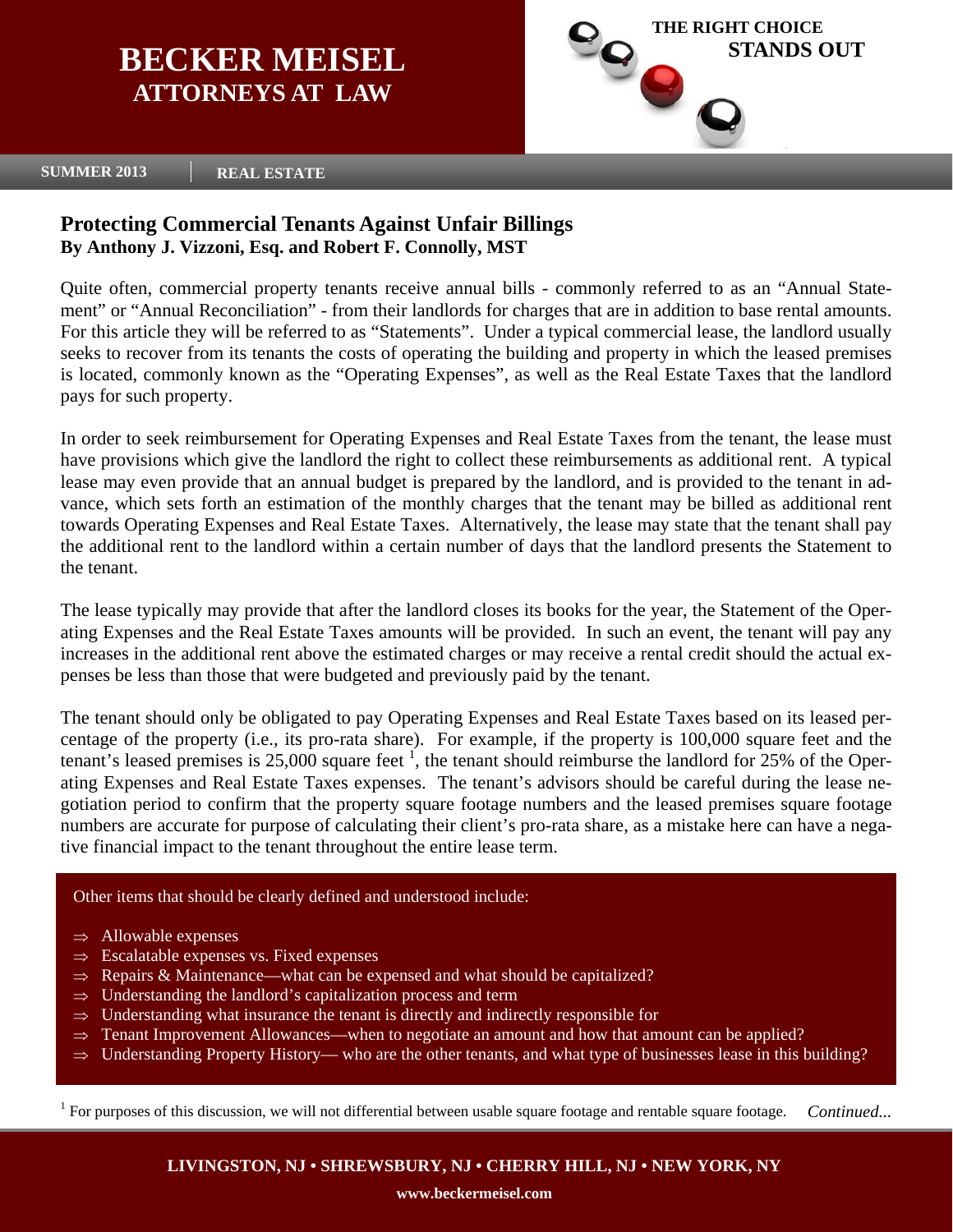# BECKER MEISEL
## ATTORNEYS AT LAW

THE RIGHT CHOICE
STANDS OUT

SUMMER 2013 | REAL ESTATE

## Protecting Commercial Tenants Against Unfair Billings

**By Anthony J. Vizzoni, Esq. and Robert F. Connolly, MST**

Quite often, commercial property tenants receive annual bills - commonly referred to as an "Annual Statement" or "Annual Reconciliation" - from their landlords for charges that are in addition to base rental amounts. For this article they will be referred to as "Statements". Under a typical commercial lease, the landlord usually seeks to recover from its tenants the costs of operating the building and property in which the leased premises is located, commonly known as the "Operating Expenses", as well as the Real Estate Taxes that the landlord pays for such property.

In order to seek reimbursement for Operating Expenses and Real Estate Taxes from the tenant, the lease must have provisions which give the landlord the right to collect these reimbursements as additional rent. A typical lease may even provide that an annual budget is prepared by the landlord, and is provided to the tenant in advance, which sets forth an estimation of the monthly charges that the tenant may be billed as additional rent towards Operating Expenses and Real Estate Taxes. Alternatively, the lease may state that the tenant shall pay the additional rent to the landlord within a certain number of days that the landlord presents the Statement to the tenant.

The lease typically may provide that after the landlord closes its books for the year, the Statement of the Operating Expenses and the Real Estate Taxes amounts will be provided. In such an event, the tenant will pay any increases in the additional rent above the estimated charges or may receive a rental credit should the actual expenses be less than those that were budgeted and previously paid by the tenant.

The tenant should only be obligated to pay Operating Expenses and Real Estate Taxes based on its leased percentage of the property (i.e., its pro-rata share). For example, if the property is 100,000 square feet and the tenant's leased premises is 25,000 square feet [1], the tenant should reimburse the landlord for 25% of the Operating Expenses and Real Estate Taxes expenses. The tenant's advisors should be careful during the lease negotiation period to confirm that the property square footage numbers and the leased premises square footage numbers are accurate for purpose of calculating their client's pro-rata share, as a mistake here can have a negative financial impact to the tenant throughout the entire lease term.

Other items that should be clearly defined and understood include:

- ⇒ Allowable expenses
- ⇒ Escalatable expenses vs. Fixed expenses
- ⇒ Repairs & Maintenance—what can be expensed and what should be capitalized?
- ⇒ Understanding the landlord's capitalization process and term
- ⇒ Understanding what insurance the tenant is directly and indirectly responsible for
- ⇒ Tenant Improvement Allowances—when to negotiate an amount and how that amount can be applied?
- ⇒ Understanding Property History— who are the other tenants, and what type of businesses lease in this building?

[1] For purposes of this discussion, we will not differential between usable square footage and rentable square footage.

*Continued...*

**LIVINGSTON, NJ • SHREWSBURY, NJ • CHERRY HILL, NJ • NEW YORK, NY**

**www.beckermeisel.com**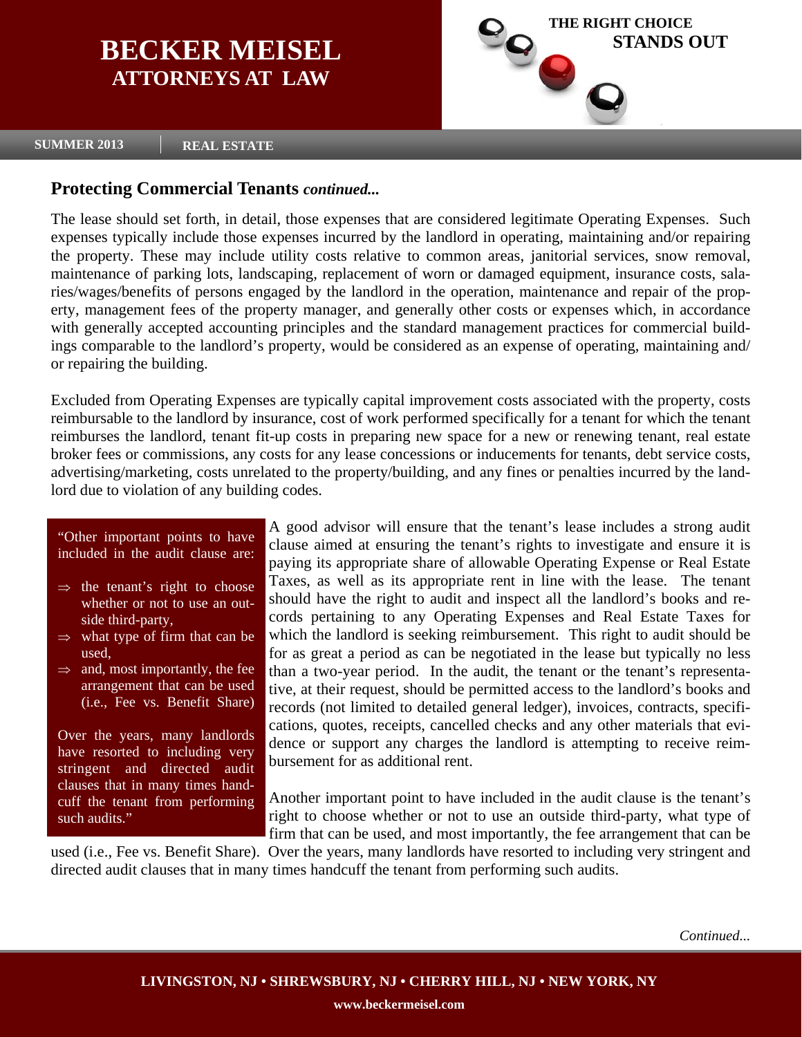## Protecting Commercial Tenants *continued...*

The lease should set forth, in detail, those expenses that are considered legitimate Operating Expenses. Such expenses typically include those expenses incurred by the landlord in operating, maintaining and/or repairing the property. These may include utility costs relative to common areas, janitorial services, snow removal, maintenance of parking lots, landscaping, replacement of worn or damaged equipment, insurance costs, salaries/wages/benefits of persons engaged by the landlord in the operation, maintenance and repair of the property, management fees of the property manager, and generally other costs or expenses which, in accordance with generally accepted accounting principles and the standard management practices for commercial buildings comparable to the landlord's property, would be considered as an expense of operating, maintaining and/or repairing the building.

Excluded from Operating Expenses are typically capital improvement costs associated with the property, costs reimbursable to the landlord by insurance, cost of work performed specifically for a tenant for which the tenant reimburses the landlord, tenant fit-up costs in preparing new space for a new or renewing tenant, real estate broker fees or commissions, any costs for any lease concessions or inducements for tenants, debt service costs, advertising/marketing, costs unrelated to the property/building, and any fines or penalties incurred by the landlord due to violation of any building codes.

> "Other important points to have included in the audit clause are:
>
> ⇒ the tenant's right to choose whether or not to use an outside third-party,
>
> ⇒ what type of firm that can be used,
>
> ⇒ and, most importantly, the fee arrangement that can be used (i.e., Fee vs. Benefit Share)
>
> Over the years, many landlords have resorted to including very stringent and directed audit clauses that in many times handcuff the tenant from performing such audits."

A good advisor will ensure that the tenant's lease includes a strong audit clause aimed at ensuring the tenant's rights to investigate and ensure it is paying its appropriate share of allowable Operating Expense or Real Estate Taxes, as well as its appropriate rent in line with the lease. The tenant should have the right to audit and inspect all the landlord's books and records pertaining to any Operating Expenses and Real Estate Taxes for which the landlord is seeking reimbursement. This right to audit should be for as great a period as can be negotiated in the lease but typically no less than a two-year period. In the audit, the tenant or the tenant's representative, at their request, should be permitted access to the landlord's books and records (not limited to detailed general ledger), invoices, contracts, specifications, quotes, receipts, cancelled checks and any other materials that evidence or support any charges the landlord is attempting to receive reimbursement for as additional rent.

Another important point to have included in the audit clause is the tenant's right to choose whether or not to use an outside third-party, what type of firm that can be used, and most importantly, the fee arrangement that can be used (i.e., Fee vs. Benefit Share). Over the years, many landlords have resorted to including very stringent and directed audit clauses that in many times handcuff the tenant from performing such audits.

*Continued...*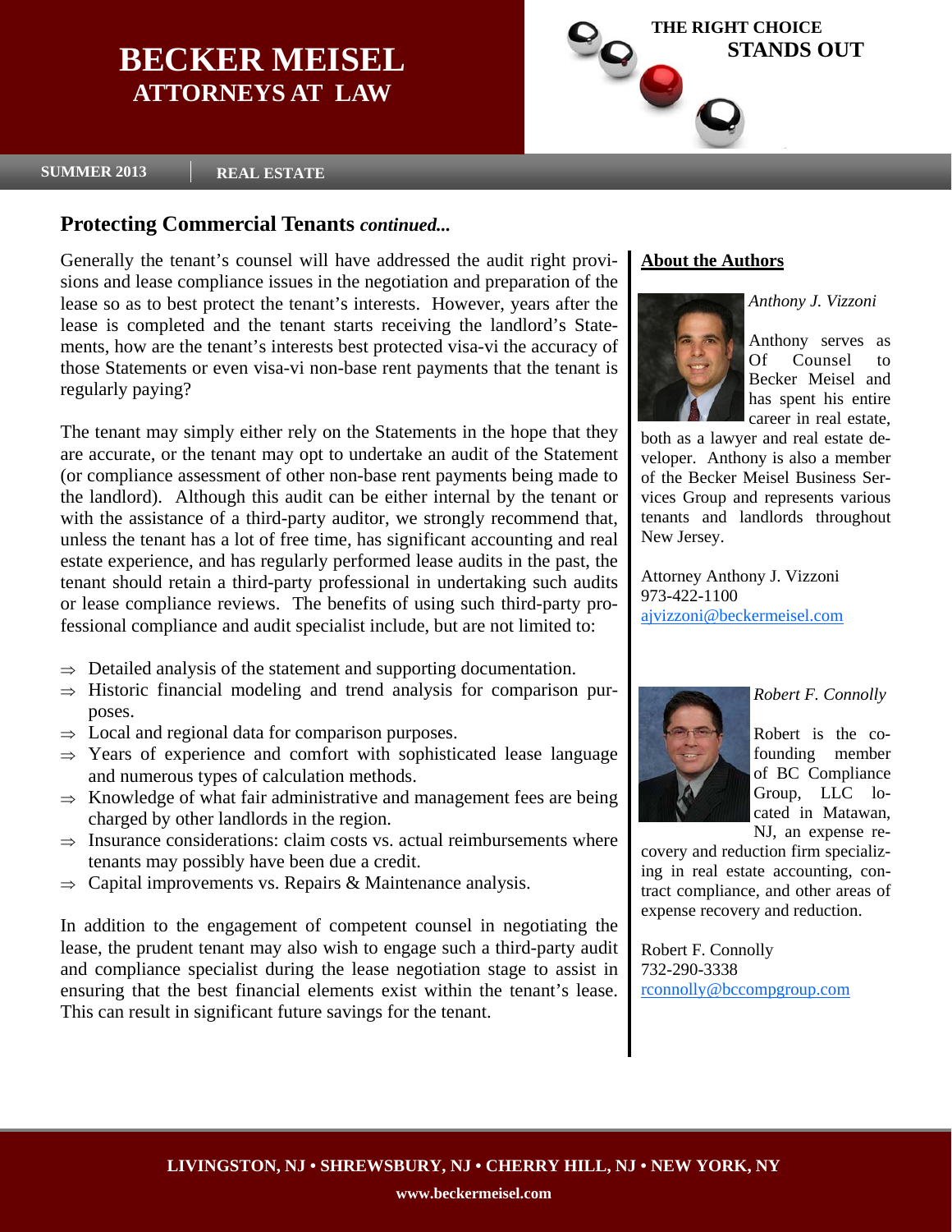# BECKER MEISEL
## ATTORNEYS AT LAW

THE RIGHT CHOICE STANDS OUT

SUMMER 2013 | REAL ESTATE

## Protecting Commercial Tenants *continued...*

Generally the tenant's counsel will have addressed the audit right provisions and lease compliance issues in the negotiation and preparation of the lease so as to best protect the tenant's interests. However, years after the lease is completed and the tenant starts receiving the landlord's Statements, how are the tenant's interests best protected visa-vi the accuracy of those Statements or even visa-vi non-base rent payments that the tenant is regularly paying?

The tenant may simply either rely on the Statements in the hope that they are accurate, or the tenant may opt to undertake an audit of the Statement (or compliance assessment of other non-base rent payments being made to the landlord). Although this audit can be either internal by the tenant or with the assistance of a third-party auditor, we strongly recommend that, unless the tenant has a lot of free time, has significant accounting and real estate experience, and has regularly performed lease audits in the past, the tenant should retain a third-party professional in undertaking such audits or lease compliance reviews. The benefits of using such third-party professional compliance and audit specialist include, but are not limited to:

- ⇒ Detailed analysis of the statement and supporting documentation.
- ⇒ Historic financial modeling and trend analysis for comparison purposes.
- ⇒ Local and regional data for comparison purposes.
- ⇒ Years of experience and comfort with sophisticated lease language and numerous types of calculation methods.
- ⇒ Knowledge of what fair administrative and management fees are being charged by other landlords in the region.
- ⇒ Insurance considerations: claim costs vs. actual reimbursements where tenants may possibly have been due a credit.
- ⇒ Capital improvements vs. Repairs & Maintenance analysis.

In addition to the engagement of competent counsel in negotiating the lease, the prudent tenant may also wish to engage such a third-party audit and compliance specialist during the lease negotiation stage to assist in ensuring that the best financial elements exist within the tenant's lease. This can result in significant future savings for the tenant.

### About the Authors

*Anthony J. Vizzoni*

Anthony serves as Of Counsel to Becker Meisel and has spent his entire career in real estate, both as a lawyer and real estate developer. Anthony is also a member of the Becker Meisel Business Services Group and represents various tenants and landlords throughout New Jersey.

Attorney Anthony J. Vizzoni
973-422-1100
ajvizzoni@beckermeisel.com

*Robert F. Connolly*

Robert is the co-founding member of BC Compliance Group, LLC located in Matawan, NJ, an expense recovery and reduction firm specializing in real estate accounting, contract compliance, and other areas of expense recovery and reduction.

Robert F. Connolly
732-290-3338
rconnolly@bccompgroup.com

LIVINGSTON, NJ • SHREWSBURY, NJ • CHERRY HILL, NJ • NEW YORK, NY

www.beckermeisel.com